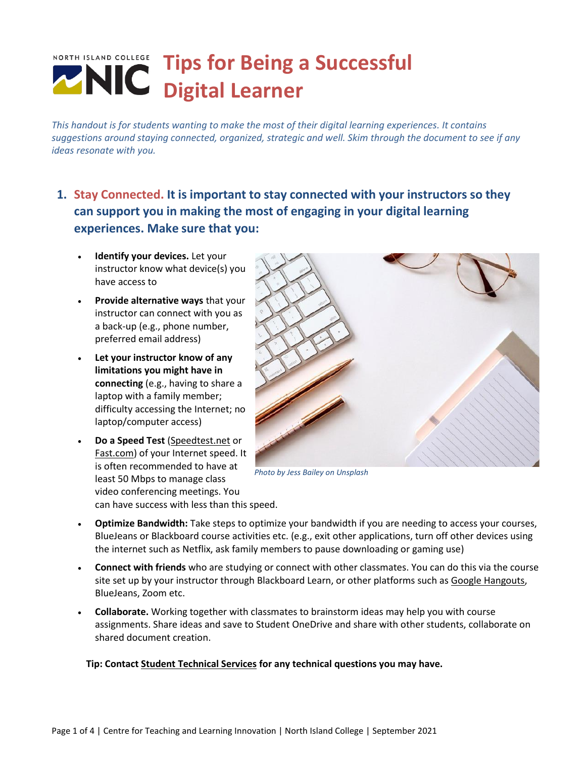# Tips for Being a Successful Digital Learner

*This handout is for students wanting to make the most of their digital learning experiences. It contains suggestions around staying connected, organized, strategic and well. Skim through the document to see if any ideas resonate with you.*

## 1. Stay Connected. It is important to stay connected with your instructors so they can support you in making the most of engaging in your digital learning experiences. Make sure that you:

- **Identify your devices.** Let your instructor know what device(s) you have access to
- **Provide alternative ways** that your instructor can connect with you as a back-up (e.g., phone number, preferred email address)
- **Let your instructor know of any limitations you might have in connecting** (e.g., having to share a laptop with a family member; difficulty accessing the Internet; no laptop/computer access)
- **Do a Speed Test** (Speedtest.net or Fast.com) of your Internet speed. It is often recommended to have at least 50 Mbps to manage class video conferencing meetings. You can have success with less than this speed.

*Photo by Jess Bailey on Unsplash*

- **Optimize Bandwidth:** Take steps to optimize your bandwidth if you are needing to access your courses, BlueJeans or Blackboard course activities etc. (e.g., exit other applications, turn off other devices using the internet such as Netflix, ask family members to pause downloading or gaming use)
- **Connect with friends** who are studying or connect with other classmates. You can do this via the course site set up by your instructor through Blackboard Learn, or other platforms such as Google Hangouts, BlueJeans, Zoom etc.
- **Collaborate.** Working together with classmates to brainstorm ideas may help you with course assignments. Share ideas and save to Student OneDrive and share with other students, collaborate on shared document creation.

**Tip: Contact Student Technical Services for any technical questions you may have.**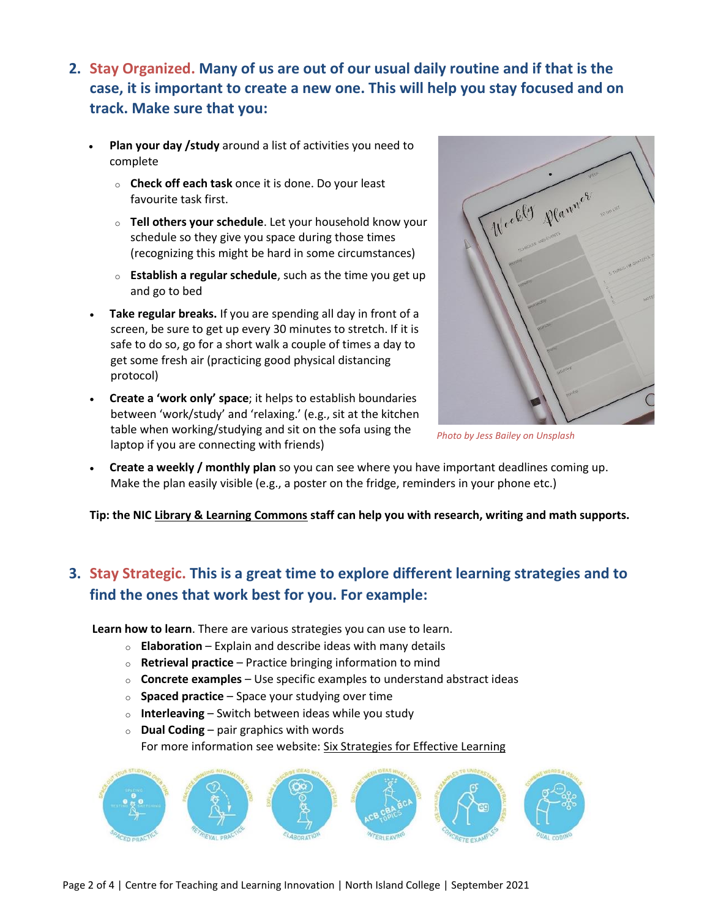## 2. Stay Organized. Many of us are out of our usual daily routine and if that is the case, it is important to create a new one. This will help you stay focused and on track. Make sure that you:

- **Plan your day /study** around a list of activities you need to complete
  - **Check off each task** once it is done. Do your least favourite task first.
  - **Tell others your schedule**. Let your household know your schedule so they give you space during those times (recognizing this might be hard in some circumstances)
  - **Establish a regular schedule**, such as the time you get up and go to bed
- **Take regular breaks.** If you are spending all day in front of a screen, be sure to get up every 30 minutes to stretch. If it is safe to do so, go for a short walk a couple of times a day to get some fresh air (practicing good physical distancing protocol)
- **Create a 'work only' space**; it helps to establish boundaries between 'work/study' and 'relaxing.' (e.g., sit at the kitchen table when working/studying and sit on the sofa using the laptop if you are connecting with friends)
- **Create a weekly / monthly plan** so you can see where you have important deadlines coming up. Make the plan easily visible (e.g., a poster on the fridge, reminders in your phone etc.)

*Photo by Jess Bailey on Unsplash*

**Tip: the NIC Library & Learning Commons staff can help you with research, writing and math supports.**

## 3. Stay Strategic. This is a great time to explore different learning strategies and to find the ones that work best for you. For example:

**Learn how to learn**. There are various strategies you can use to learn.

- **Elaboration** – Explain and describe ideas with many details
- **Retrieval practice** – Practice bringing information to mind
- **Concrete examples** – Use specific examples to understand abstract ideas
- **Spaced practice** – Space your studying over time
- **Interleaving** – Switch between ideas while you study
- **Dual Coding** – pair graphics with words

For more information see website: Six Strategies for Effective Learning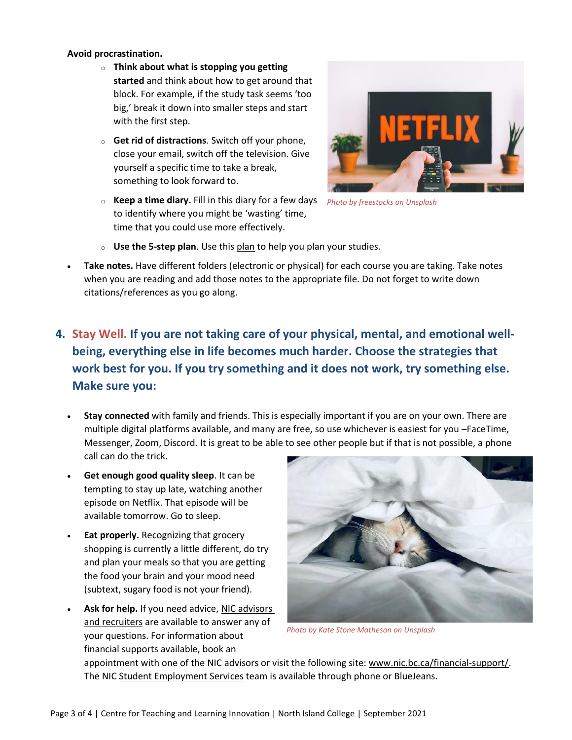**Avoid procrastination.**

- **Think about what is stopping you getting started** and think about how to get around that block. For example, if the study task seems 'too big,' break it down into smaller steps and start with the first step.
- **Get rid of distractions**. Switch off your phone, close your email, switch off the television. Give yourself a specific time to take a break, something to look forward to.
- **Keep a time diary.** Fill in this diary for a few days to identify where you might be 'wasting' time, time that you could use more effectively.
- **Use the 5-step plan**. Use this plan to help you plan your studies.

*Photo by freestocks on Unsplash*

- **Take notes.** Have different folders (electronic or physical) for each course you are taking. Take notes when you are reading and add those notes to the appropriate file. Do not forget to write down citations/references as you go along.

## 4. Stay Well. If you are not taking care of your physical, mental, and emotional well-being, everything else in life becomes much harder. Choose the strategies that work best for you. If you try something and it does not work, try something else. Make sure you:

- **Stay connected** with family and friends. This is especially important if you are on your own. There are multiple digital platforms available, and many are free, so use whichever is easiest for you –FaceTime, Messenger, Zoom, Discord. It is great to be able to see other people but if that is not possible, a phone call can do the trick.
- **Get enough good quality sleep**. It can be tempting to stay up late, watching another episode on Netflix. That episode will be available tomorrow. Go to sleep.
- **Eat properly.** Recognizing that grocery shopping is currently a little different, do try and plan your meals so that you are getting the food your brain and your mood need (subtext, sugary food is not your friend).
- **Ask for help.** If you need advice, NIC advisors and recruiters are available to answer any of your questions. For information about financial supports available, book an appointment with one of the NIC advisors or visit the following site: www.nic.bc.ca/financial-support/. The NIC Student Employment Services team is available through phone or BlueJeans.

*Photo by Kate Stone Matheson on Unsplash*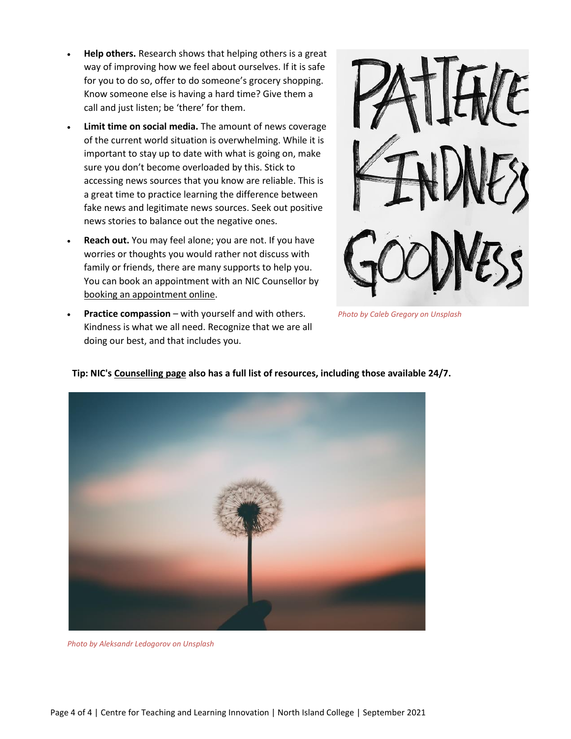- **Help others.** Research shows that helping others is a great way of improving how we feel about ourselves. If it is safe for you to do so, offer to do someone's grocery shopping. Know someone else is having a hard time? Give them a call and just listen; be 'there' for them.
- **Limit time on social media.** The amount of news coverage of the current world situation is overwhelming. While it is important to stay up to date with what is going on, make sure you don't become overloaded by this. Stick to accessing news sources that you know are reliable. This is a great time to practice learning the difference between fake news and legitimate news sources. Seek out positive news stories to balance out the negative ones.
- **Reach out.** You may feel alone; you are not. If you have worries or thoughts you would rather not discuss with family or friends, there are many supports to help you. You can book an appointment with an NIC Counsellor by booking an appointment online.
- **Practice compassion** – with yourself and with others. Kindness is what we all need. Recognize that we are all doing our best, and that includes you.

*Photo by Caleb Gregory on Unsplash*

**Tip: NIC's Counselling page also has a full list of resources, including those available 24/7.**

*Photo by Aleksandr Ledogorov on Unsplash*